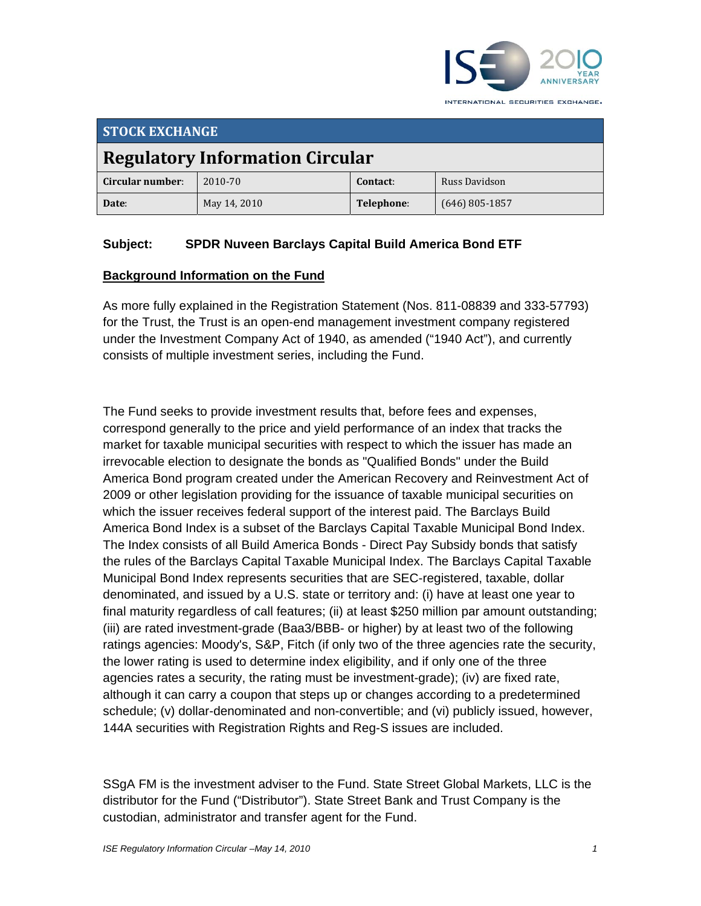## STOCK EXCHANGE

# Regulatory Information Circular

| **Circular number:** | 2010-70 | **Contact:** | Russ Davidson |
|---|---|---|---|
| **Date:** | May 14, 2010 | **Telephone:** | (646) 805-1857 |

**Subject: SPDR Nuveen Barclays Capital Build America Bond ETF**

**Background Information on the Fund**

As more fully explained in the Registration Statement (Nos. 811-08839 and 333-57793) for the Trust, the Trust is an open-end management investment company registered under the Investment Company Act of 1940, as amended ("1940 Act"), and currently consists of multiple investment series, including the Fund.

The Fund seeks to provide investment results that, before fees and expenses, correspond generally to the price and yield performance of an index that tracks the market for taxable municipal securities with respect to which the issuer has made an irrevocable election to designate the bonds as "Qualified Bonds" under the Build America Bond program created under the American Recovery and Reinvestment Act of 2009 or other legislation providing for the issuance of taxable municipal securities on which the issuer receives federal support of the interest paid. The Barclays Build America Bond Index is a subset of the Barclays Capital Taxable Municipal Bond Index. The Index consists of all Build America Bonds - Direct Pay Subsidy bonds that satisfy the rules of the Barclays Capital Taxable Municipal Index. The Barclays Capital Taxable Municipal Bond Index represents securities that are SEC-registered, taxable, dollar denominated, and issued by a U.S. state or territory and: (i) have at least one year to final maturity regardless of call features; (ii) at least $250 million par amount outstanding; (iii) are rated investment-grade (Baa3/BBB- or higher) by at least two of the following ratings agencies: Moody's, S&P, Fitch (if only two of the three agencies rate the security, the lower rating is used to determine index eligibility, and if only one of the three agencies rates a security, the rating must be investment-grade); (iv) are fixed rate, although it can carry a coupon that steps up or changes according to a predetermined schedule; (v) dollar-denominated and non-convertible; and (vi) publicly issued, however, 144A securities with Registration Rights and Reg-S issues are included.

SSgA FM is the investment adviser to the Fund. State Street Global Markets, LLC is the distributor for the Fund ("Distributor"). State Street Bank and Trust Company is the custodian, administrator and transfer agent for the Fund.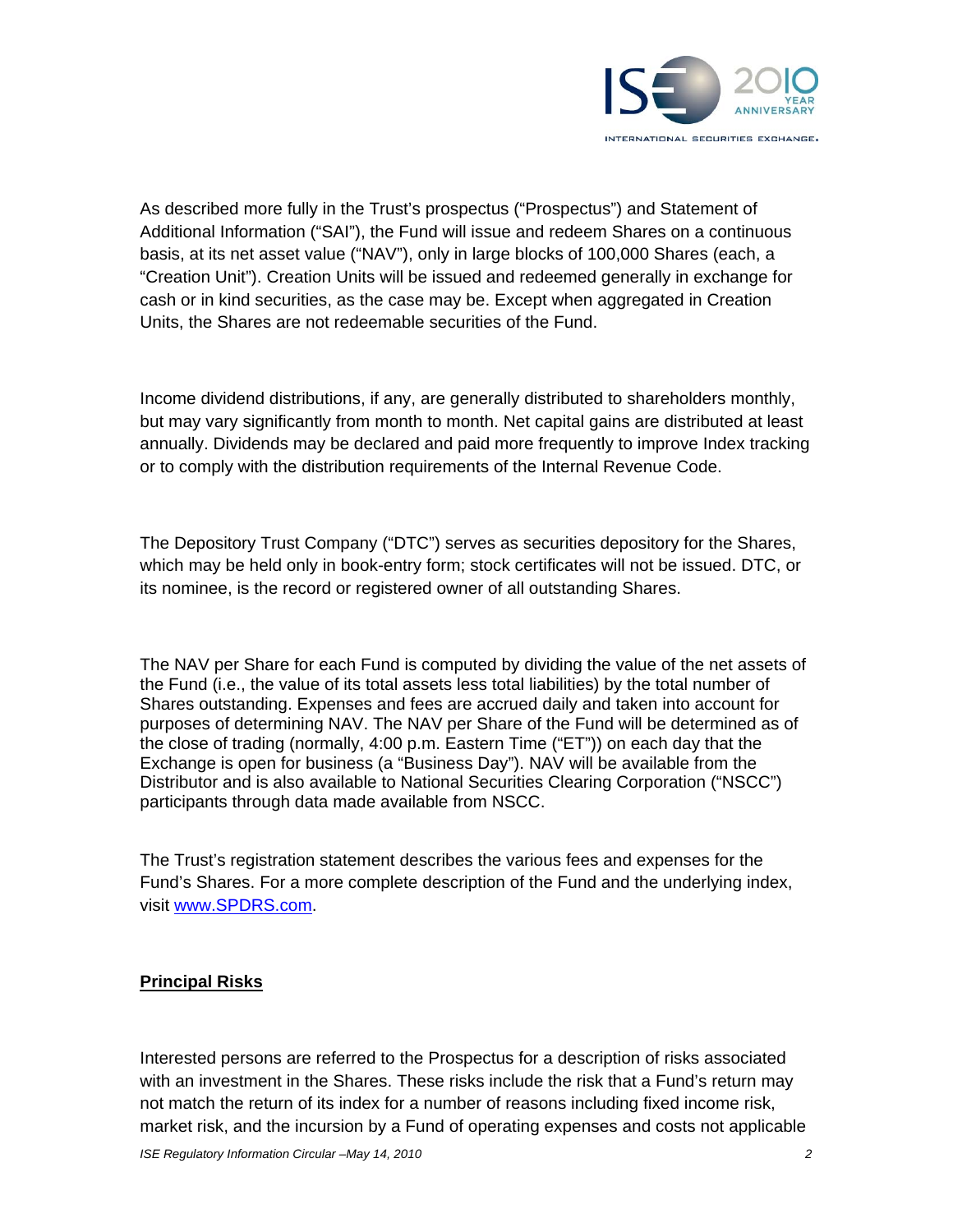As described more fully in the Trust's prospectus ("Prospectus") and Statement of Additional Information ("SAI"), the Fund will issue and redeem Shares on a continuous basis, at its net asset value ("NAV"), only in large blocks of 100,000 Shares (each, a "Creation Unit"). Creation Units will be issued and redeemed generally in exchange for cash or in kind securities, as the case may be. Except when aggregated in Creation Units, the Shares are not redeemable securities of the Fund.

Income dividend distributions, if any, are generally distributed to shareholders monthly, but may vary significantly from month to month. Net capital gains are distributed at least annually. Dividends may be declared and paid more frequently to improve Index tracking or to comply with the distribution requirements of the Internal Revenue Code.

The Depository Trust Company ("DTC") serves as securities depository for the Shares, which may be held only in book-entry form; stock certificates will not be issued. DTC, or its nominee, is the record or registered owner of all outstanding Shares.

The NAV per Share for each Fund is computed by dividing the value of the net assets of the Fund (i.e., the value of its total assets less total liabilities) by the total number of Shares outstanding. Expenses and fees are accrued daily and taken into account for purposes of determining NAV. The NAV per Share of the Fund will be determined as of the close of trading (normally, 4:00 p.m. Eastern Time ("ET")) on each day that the Exchange is open for business (a "Business Day"). NAV will be available from the Distributor and is also available to National Securities Clearing Corporation ("NSCC") participants through data made available from NSCC.

The Trust's registration statement describes the various fees and expenses for the Fund's Shares. For a more complete description of the Fund and the underlying index, visit www.SPDRS.com.

**Principal Risks**

Interested persons are referred to the Prospectus for a description of risks associated with an investment in the Shares. These risks include the risk that a Fund's return may not match the return of its index for a number of reasons including fixed income risk, market risk, and the incursion by a Fund of operating expenses and costs not applicable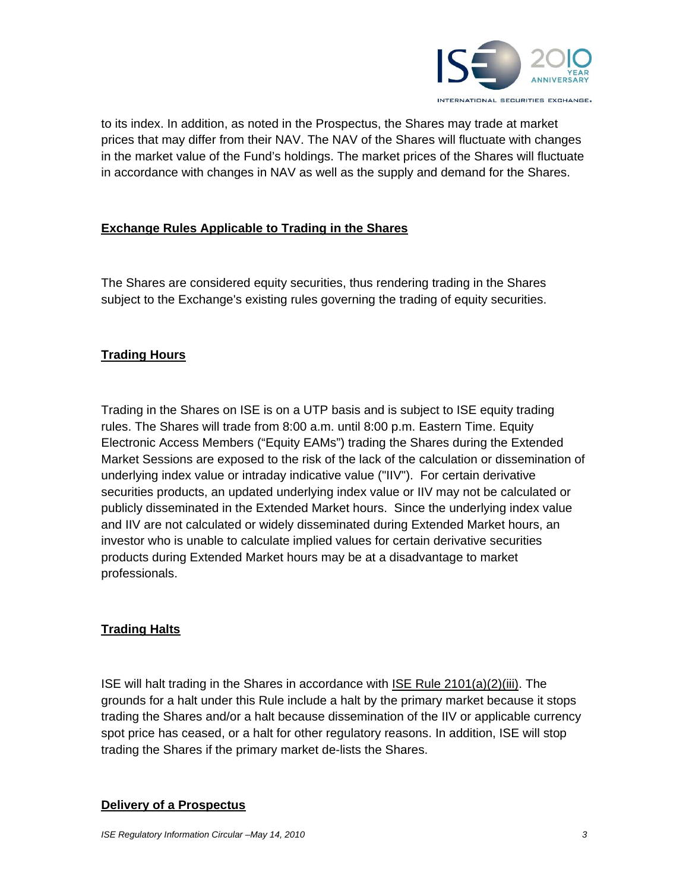to its index. In addition, as noted in the Prospectus, the Shares may trade at market prices that may differ from their NAV. The NAV of the Shares will fluctuate with changes in the market value of the Fund's holdings. The market prices of the Shares will fluctuate in accordance with changes in NAV as well as the supply and demand for the Shares.

**Exchange Rules Applicable to Trading in the Shares**

The Shares are considered equity securities, thus rendering trading in the Shares subject to the Exchange's existing rules governing the trading of equity securities.

**Trading Hours**

Trading in the Shares on ISE is on a UTP basis and is subject to ISE equity trading rules. The Shares will trade from 8:00 a.m. until 8:00 p.m. Eastern Time. Equity Electronic Access Members ("Equity EAMs") trading the Shares during the Extended Market Sessions are exposed to the risk of the lack of the calculation or dissemination of underlying index value or intraday indicative value ("IIV"). For certain derivative securities products, an updated underlying index value or IIV may not be calculated or publicly disseminated in the Extended Market hours. Since the underlying index value and IIV are not calculated or widely disseminated during Extended Market hours, an investor who is unable to calculate implied values for certain derivative securities products during Extended Market hours may be at a disadvantage to market professionals.

**Trading Halts**

ISE will halt trading in the Shares in accordance with ISE Rule 2101(a)(2)(iii). The grounds for a halt under this Rule include a halt by the primary market because it stops trading the Shares and/or a halt because dissemination of the IIV or applicable currency spot price has ceased, or a halt for other regulatory reasons. In addition, ISE will stop trading the Shares if the primary market de-lists the Shares.

**Delivery of a Prospectus**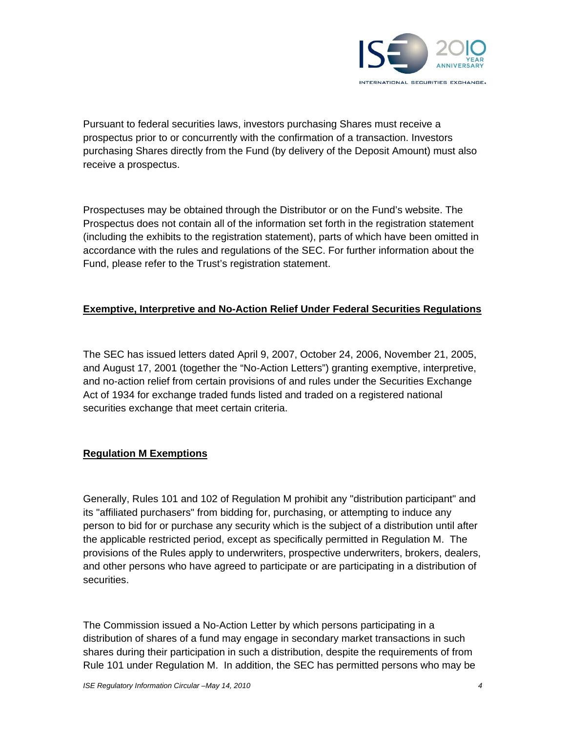Pursuant to federal securities laws, investors purchasing Shares must receive a prospectus prior to or concurrently with the confirmation of a transaction. Investors purchasing Shares directly from the Fund (by delivery of the Deposit Amount) must also receive a prospectus.

Prospectuses may be obtained through the Distributor or on the Fund's website. The Prospectus does not contain all of the information set forth in the registration statement (including the exhibits to the registration statement), parts of which have been omitted in accordance with the rules and regulations of the SEC. For further information about the Fund, please refer to the Trust's registration statement.

**Exemptive, Interpretive and No-Action Relief Under Federal Securities Regulations**

The SEC has issued letters dated April 9, 2007, October 24, 2006, November 21, 2005, and August 17, 2001 (together the "No-Action Letters") granting exemptive, interpretive, and no-action relief from certain provisions of and rules under the Securities Exchange Act of 1934 for exchange traded funds listed and traded on a registered national securities exchange that meet certain criteria.

**Regulation M Exemptions**

Generally, Rules 101 and 102 of Regulation M prohibit any "distribution participant" and its "affiliated purchasers" from bidding for, purchasing, or attempting to induce any person to bid for or purchase any security which is the subject of a distribution until after the applicable restricted period, except as specifically permitted in Regulation M. The provisions of the Rules apply to underwriters, prospective underwriters, brokers, dealers, and other persons who have agreed to participate or are participating in a distribution of securities.

The Commission issued a No-Action Letter by which persons participating in a distribution of shares of a fund may engage in secondary market transactions in such shares during their participation in such a distribution, despite the requirements of from Rule 101 under Regulation M. In addition, the SEC has permitted persons who may be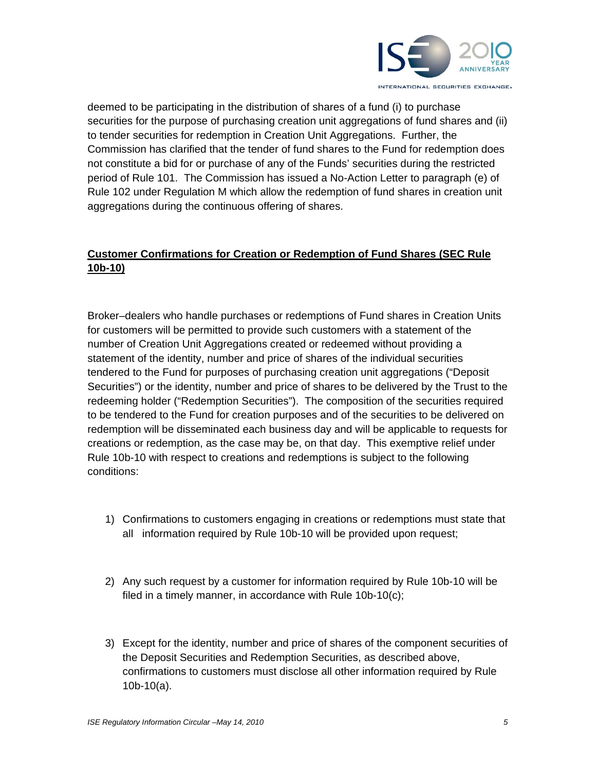deemed to be participating in the distribution of shares of a fund (i) to purchase securities for the purpose of purchasing creation unit aggregations of fund shares and (ii) to tender securities for redemption in Creation Unit Aggregations. Further, the Commission has clarified that the tender of fund shares to the Fund for redemption does not constitute a bid for or purchase of any of the Funds' securities during the restricted period of Rule 101. The Commission has issued a No-Action Letter to paragraph (e) of Rule 102 under Regulation M which allow the redemption of fund shares in creation unit aggregations during the continuous offering of shares.

**Customer Confirmations for Creation or Redemption of Fund Shares (SEC Rule 10b-10)**

Broker–dealers who handle purchases or redemptions of Fund shares in Creation Units for customers will be permitted to provide such customers with a statement of the number of Creation Unit Aggregations created or redeemed without providing a statement of the identity, number and price of shares of the individual securities tendered to the Fund for purposes of purchasing creation unit aggregations ("Deposit Securities") or the identity, number and price of shares to be delivered by the Trust to the redeeming holder ("Redemption Securities"). The composition of the securities required to be tendered to the Fund for creation purposes and of the securities to be delivered on redemption will be disseminated each business day and will be applicable to requests for creations or redemption, as the case may be, on that day. This exemptive relief under Rule 10b-10 with respect to creations and redemptions is subject to the following conditions:

1) Confirmations to customers engaging in creations or redemptions must state that all information required by Rule 10b-10 will be provided upon request;

2) Any such request by a customer for information required by Rule 10b-10 will be filed in a timely manner, in accordance with Rule 10b-10(c);

3) Except for the identity, number and price of shares of the component securities of the Deposit Securities and Redemption Securities, as described above, confirmations to customers must disclose all other information required by Rule 10b-10(a).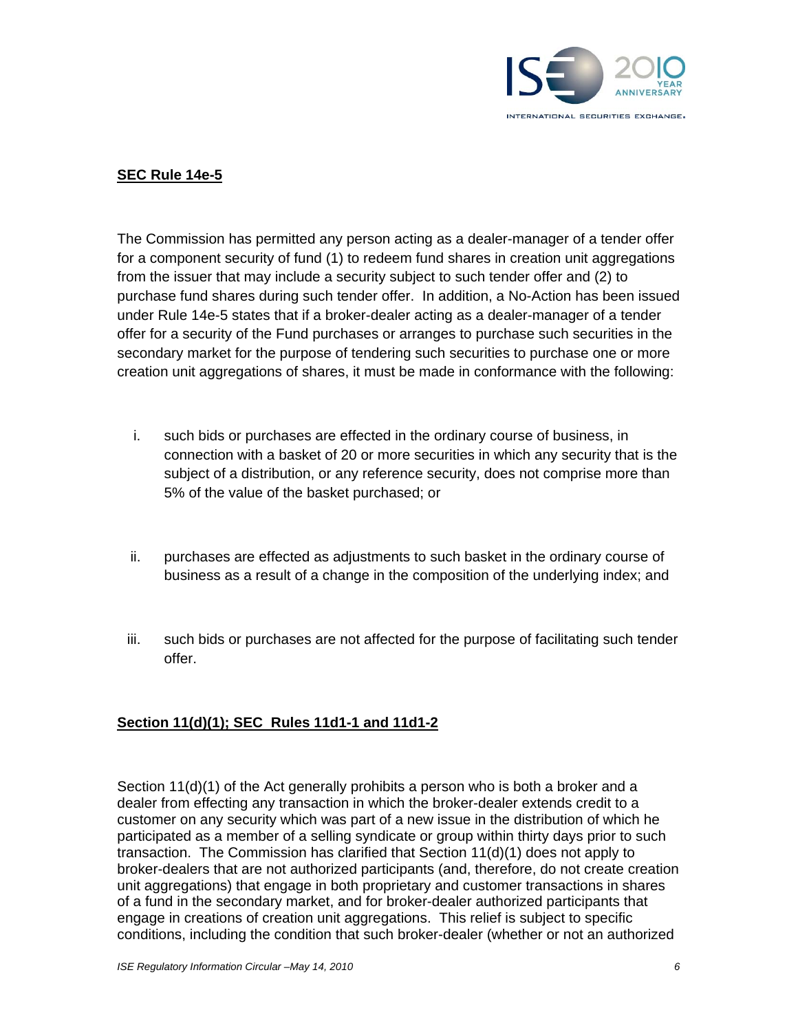**SEC Rule 14e-5**

The Commission has permitted any person acting as a dealer-manager of a tender offer for a component security of fund (1) to redeem fund shares in creation unit aggregations from the issuer that may include a security subject to such tender offer and (2) to purchase fund shares during such tender offer. In addition, a No-Action has been issued under Rule 14e-5 states that if a broker-dealer acting as a dealer-manager of a tender offer for a security of the Fund purchases or arranges to purchase such securities in the secondary market for the purpose of tendering such securities to purchase one or more creation unit aggregations of shares, it must be made in conformance with the following:

i. such bids or purchases are effected in the ordinary course of business, in connection with a basket of 20 or more securities in which any security that is the subject of a distribution, or any reference security, does not comprise more than 5% of the value of the basket purchased; or

ii. purchases are effected as adjustments to such basket in the ordinary course of business as a result of a change in the composition of the underlying index; and

iii. such bids or purchases are not affected for the purpose of facilitating such tender offer.

**Section 11(d)(1); SEC Rules 11d1-1 and 11d1-2**

Section 11(d)(1) of the Act generally prohibits a person who is both a broker and a dealer from effecting any transaction in which the broker-dealer extends credit to a customer on any security which was part of a new issue in the distribution of which he participated as a member of a selling syndicate or group within thirty days prior to such transaction. The Commission has clarified that Section 11(d)(1) does not apply to broker-dealers that are not authorized participants (and, therefore, do not create creation unit aggregations) that engage in both proprietary and customer transactions in shares of a fund in the secondary market, and for broker-dealer authorized participants that engage in creations of creation unit aggregations. This relief is subject to specific conditions, including the condition that such broker-dealer (whether or not an authorized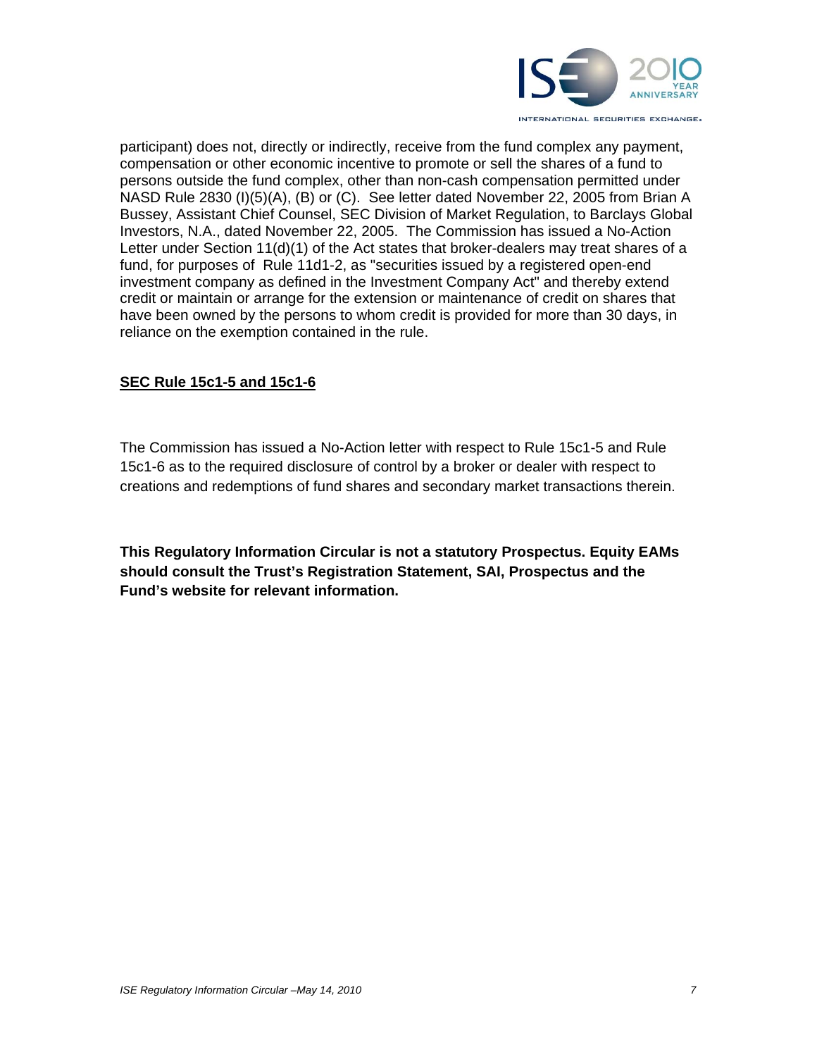participant) does not, directly or indirectly, receive from the fund complex any payment, compensation or other economic incentive to promote or sell the shares of a fund to persons outside the fund complex, other than non-cash compensation permitted under NASD Rule 2830 (I)(5)(A), (B) or (C). See letter dated November 22, 2005 from Brian A Bussey, Assistant Chief Counsel, SEC Division of Market Regulation, to Barclays Global Investors, N.A., dated November 22, 2005. The Commission has issued a No-Action Letter under Section 11(d)(1) of the Act states that broker-dealers may treat shares of a fund, for purposes of Rule 11d1-2, as "securities issued by a registered open-end investment company as defined in the Investment Company Act" and thereby extend credit or maintain or arrange for the extension or maintenance of credit on shares that have been owned by the persons to whom credit is provided for more than 30 days, in reliance on the exemption contained in the rule.

**SEC Rule 15c1-5 and 15c1-6**

The Commission has issued a No-Action letter with respect to Rule 15c1-5 and Rule 15c1-6 as to the required disclosure of control by a broker or dealer with respect to creations and redemptions of fund shares and secondary market transactions therein.

**This Regulatory Information Circular is not a statutory Prospectus. Equity EAMs should consult the Trust's Registration Statement, SAI, Prospectus and the Fund's website for relevant information.**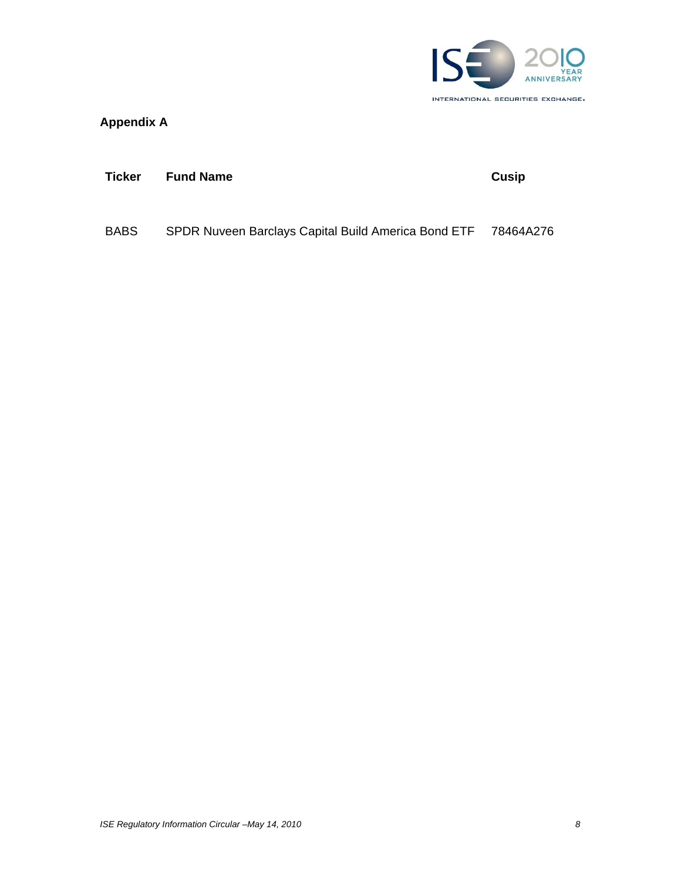## Appendix A

| Ticker | Fund Name | Cusip |
|---|---|---|
| BABS | SPDR Nuveen Barclays Capital Build America Bond ETF | 78464A276 |